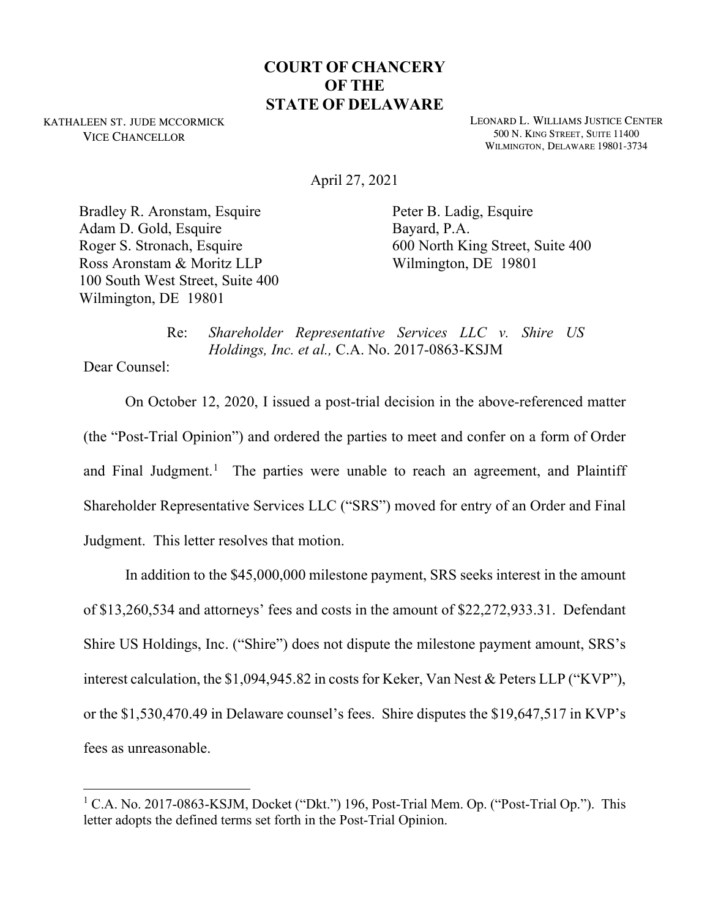# COURT OF CHANCERY OF THE STATE OF DELAWARE

KATHALEEN ST. JUDE MCCORMICK
VICE CHANCELLOR

LEONARD L. WILLIAMS JUSTICE CENTER
500 N. KING STREET, SUITE 11400
WILMINGTON, DELAWARE 19801-3734

April 27, 2021

Bradley R. Aronstam, Esquire
Adam D. Gold, Esquire
Roger S. Stronach, Esquire
Ross Aronstam & Moritz LLP
100 South West Street, Suite 400
Wilmington, DE 19801

Peter B. Ladig, Esquire
Bayard, P.A.
600 North King Street, Suite 400
Wilmington, DE 19801

Re: *Shareholder Representative Services LLC v. Shire US Holdings, Inc. et al.,* C.A. No. 2017-0863-KSJM

Dear Counsel:

On October 12, 2020, I issued a post-trial decision in the above-referenced matter (the "Post-Trial Opinion") and ordered the parties to meet and confer on a form of Order and Final Judgment.[1] The parties were unable to reach an agreement, and Plaintiff Shareholder Representative Services LLC ("SRS") moved for entry of an Order and Final Judgment. This letter resolves that motion.

In addition to the $45,000,000 milestone payment, SRS seeks interest in the amount of $13,260,534 and attorneys' fees and costs in the amount of $22,272,933.31. Defendant Shire US Holdings, Inc. ("Shire") does not dispute the milestone payment amount, SRS's interest calculation, the $1,094,945.82 in costs for Keker, Van Nest & Peters LLP ("KVP"), or the $1,530,470.49 in Delaware counsel's fees. Shire disputes the $19,647,517 in KVP's fees as unreasonable.

[1] C.A. No. 2017-0863-KSJM, Docket ("Dkt.") 196, Post-Trial Mem. Op. ("Post-Trial Op."). This letter adopts the defined terms set forth in the Post-Trial Opinion.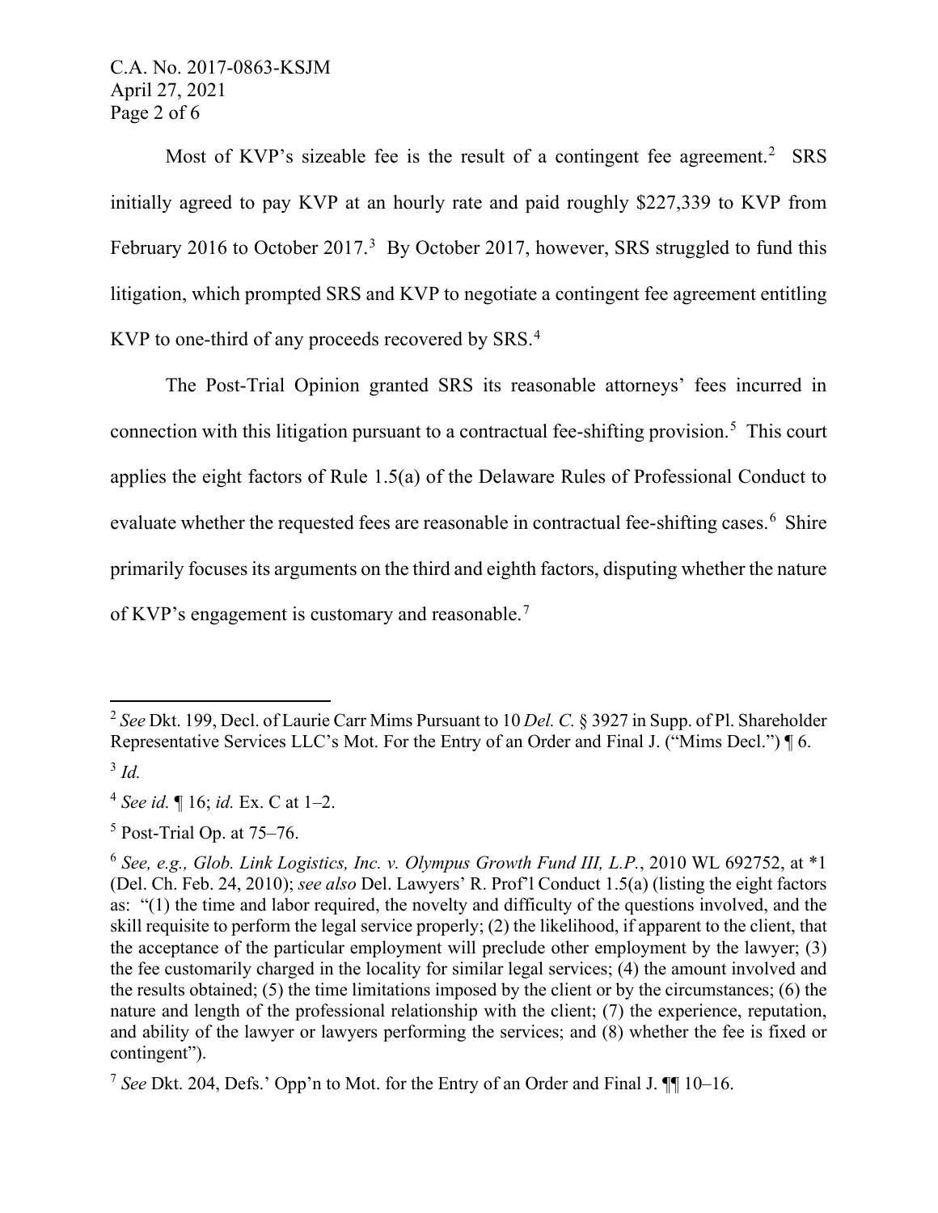Most of KVP's sizeable fee is the result of a contingent fee agreement.[2] SRS initially agreed to pay KVP at an hourly rate and paid roughly $227,339 to KVP from February 2016 to October 2017.[3] By October 2017, however, SRS struggled to fund this litigation, which prompted SRS and KVP to negotiate a contingent fee agreement entitling KVP to one-third of any proceeds recovered by SRS.[4]

The Post-Trial Opinion granted SRS its reasonable attorneys' fees incurred in connection with this litigation pursuant to a contractual fee-shifting provision.[5] This court applies the eight factors of Rule 1.5(a) of the Delaware Rules of Professional Conduct to evaluate whether the requested fees are reasonable in contractual fee-shifting cases.[6] Shire primarily focuses its arguments on the third and eighth factors, disputing whether the nature of KVP's engagement is customary and reasonable.[7]

---

[2] *See* Dkt. 199, Decl. of Laurie Carr Mims Pursuant to 10 *Del. C.* § 3927 in Supp. of Pl. Shareholder Representative Services LLC's Mot. For the Entry of an Order and Final J. ("Mims Decl.") ¶ 6.

[3] *Id.*

[4] *See id.* ¶ 16; *id.* Ex. C at 1–2.

[5] Post-Trial Op. at 75–76.

[6] *See, e.g., Glob. Link Logistics, Inc. v. Olympus Growth Fund III, L.P.*, 2010 WL 692752, at *1 (Del. Ch. Feb. 24, 2010); *see also* Del. Lawyers' R. Prof'l Conduct 1.5(a) (listing the eight factors as: "(1) the time and labor required, the novelty and difficulty of the questions involved, and the skill requisite to perform the legal service properly; (2) the likelihood, if apparent to the client, that the acceptance of the particular employment will preclude other employment by the lawyer; (3) the fee customarily charged in the locality for similar legal services; (4) the amount involved and the results obtained; (5) the time limitations imposed by the client or by the circumstances; (6) the nature and length of the professional relationship with the client; (7) the experience, reputation, and ability of the lawyer or lawyers performing the services; and (8) whether the fee is fixed or contingent").

[7] *See* Dkt. 204, Defs.' Opp'n to Mot. for the Entry of an Order and Final J. ¶¶ 10–16.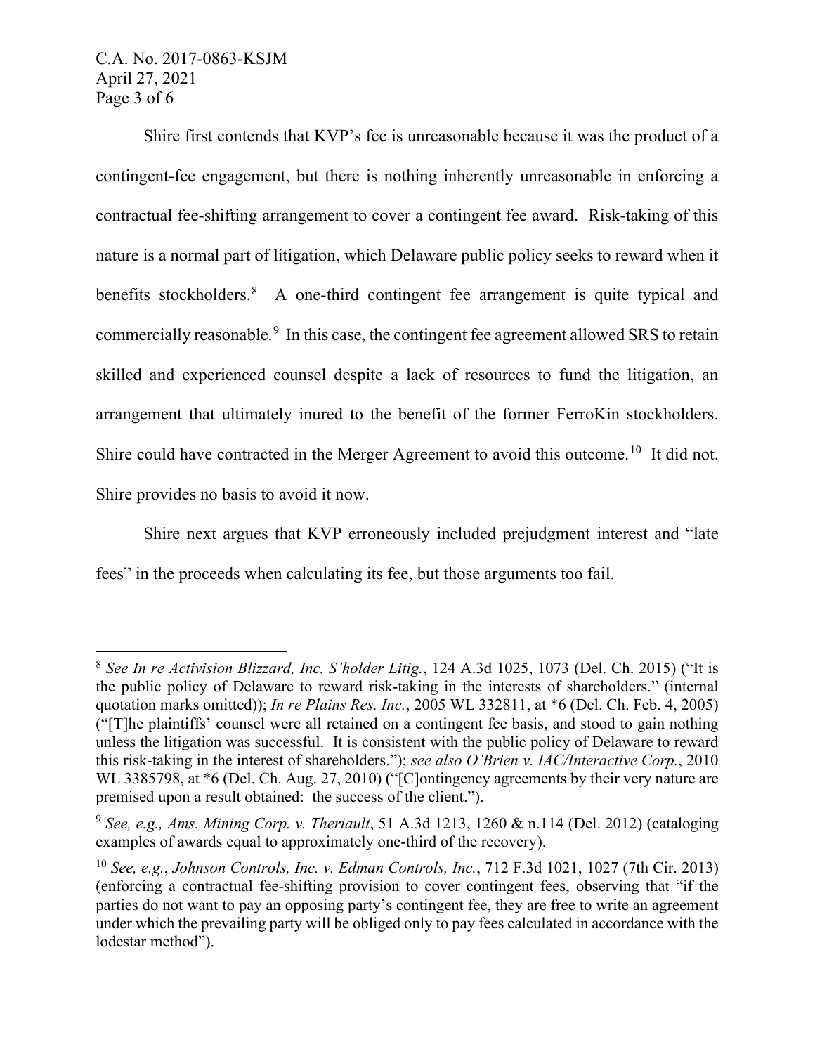Shire first contends that KVP's fee is unreasonable because it was the product of a contingent-fee engagement, but there is nothing inherently unreasonable in enforcing a contractual fee-shifting arrangement to cover a contingent fee award. Risk-taking of this nature is a normal part of litigation, which Delaware public policy seeks to reward when it benefits stockholders.[8] A one-third contingent fee arrangement is quite typical and commercially reasonable.[9] In this case, the contingent fee agreement allowed SRS to retain skilled and experienced counsel despite a lack of resources to fund the litigation, an arrangement that ultimately inured to the benefit of the former FerroKin stockholders. Shire could have contracted in the Merger Agreement to avoid this outcome.[10] It did not. Shire provides no basis to avoid it now.

Shire next argues that KVP erroneously included prejudgment interest and "late fees" in the proceeds when calculating its fee, but those arguments too fail.

---

[8] *See In re Activision Blizzard, Inc. S'holder Litig.*, 124 A.3d 1025, 1073 (Del. Ch. 2015) ("It is the public policy of Delaware to reward risk-taking in the interests of shareholders." (internal quotation marks omitted)); *In re Plains Res. Inc.*, 2005 WL 332811, at *6 (Del. Ch. Feb. 4, 2005) ("[T]he plaintiffs' counsel were all retained on a contingent fee basis, and stood to gain nothing unless the litigation was successful. It is consistent with the public policy of Delaware to reward this risk-taking in the interest of shareholders."); *see also O'Brien v. IAC/Interactive Corp.*, 2010 WL 3385798, at *6 (Del. Ch. Aug. 27, 2010) ("[C]ontingency agreements by their very nature are premised upon a result obtained: the success of the client.").

[9] *See, e.g., Ams. Mining Corp. v. Theriault*, 51 A.3d 1213, 1260 & n.114 (Del. 2012) (cataloging examples of awards equal to approximately one-third of the recovery).

[10] *See, e.g.*, *Johnson Controls, Inc. v. Edman Controls, Inc.*, 712 F.3d 1021, 1027 (7th Cir. 2013) (enforcing a contractual fee-shifting provision to cover contingent fees, observing that "if the parties do not want to pay an opposing party's contingent fee, they are free to write an agreement under which the prevailing party will be obliged only to pay fees calculated in accordance with the lodestar method").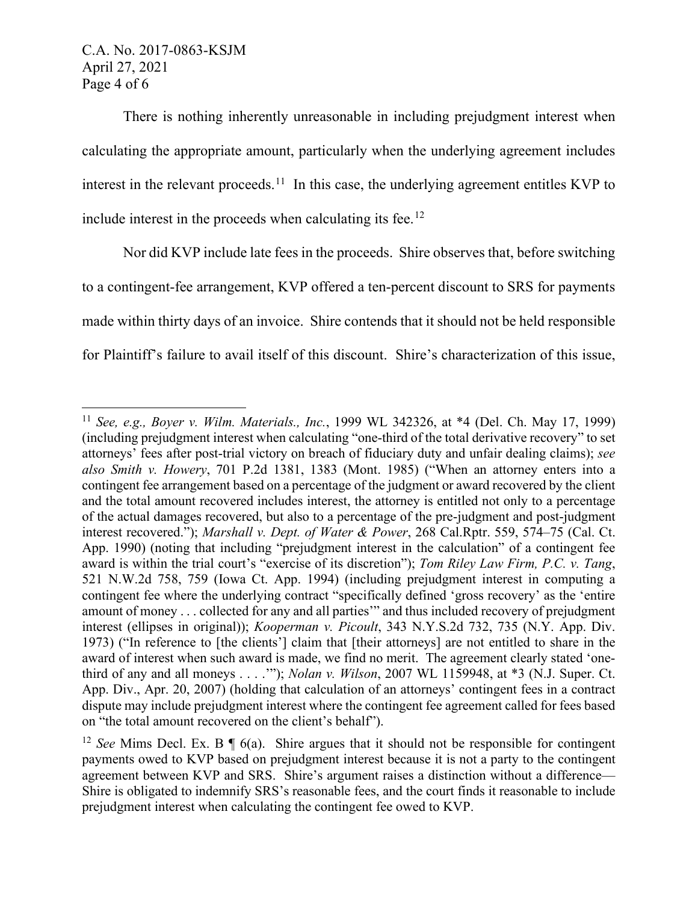There is nothing inherently unreasonable in including prejudgment interest when calculating the appropriate amount, particularly when the underlying agreement includes interest in the relevant proceeds.[11] In this case, the underlying agreement entitles KVP to include interest in the proceeds when calculating its fee.[12]

Nor did KVP include late fees in the proceeds. Shire observes that, before switching to a contingent-fee arrangement, KVP offered a ten-percent discount to SRS for payments made within thirty days of an invoice. Shire contends that it should not be held responsible for Plaintiff's failure to avail itself of this discount. Shire's characterization of this issue,

---

[11] *See, e.g., Boyer v. Wilm. Materials., Inc.*, 1999 WL 342326, at *4 (Del. Ch. May 17, 1999) (including prejudgment interest when calculating "one-third of the total derivative recovery" to set attorneys' fees after post-trial victory on breach of fiduciary duty and unfair dealing claims); *see also Smith v. Howery*, 701 P.2d 1381, 1383 (Mont. 1985) ("When an attorney enters into a contingent fee arrangement based on a percentage of the judgment or award recovered by the client and the total amount recovered includes interest, the attorney is entitled not only to a percentage of the actual damages recovered, but also to a percentage of the pre-judgment and post-judgment interest recovered."); *Marshall v. Dept. of Water & Power*, 268 Cal.Rptr. 559, 574–75 (Cal. Ct. App. 1990) (noting that including "prejudgment interest in the calculation" of a contingent fee award is within the trial court's "exercise of its discretion"); *Tom Riley Law Firm, P.C. v. Tang*, 521 N.W.2d 758, 759 (Iowa Ct. App. 1994) (including prejudgment interest in computing a contingent fee where the underlying contract "specifically defined 'gross recovery' as the 'entire amount of money . . . collected for any and all parties'" and thus included recovery of prejudgment interest (ellipses in original)); *Kooperman v. Picoult*, 343 N.Y.S.2d 732, 735 (N.Y. App. Div. 1973) ("In reference to [the clients'] claim that [their attorneys] are not entitled to share in the award of interest when such award is made, we find no merit. The agreement clearly stated 'one-third of any and all moneys . . . .'"); *Nolan v. Wilson*, 2007 WL 1159948, at *3 (N.J. Super. Ct. App. Div., Apr. 20, 2007) (holding that calculation of an attorneys' contingent fees in a contract dispute may include prejudgment interest where the contingent fee agreement called for fees based on "the total amount recovered on the client's behalf").

[12] *See* Mims Decl. Ex. B ¶ 6(a). Shire argues that it should not be responsible for contingent payments owed to KVP based on prejudgment interest because it is not a party to the contingent agreement between KVP and SRS. Shire's argument raises a distinction without a difference—Shire is obligated to indemnify SRS's reasonable fees, and the court finds it reasonable to include prejudgment interest when calculating the contingent fee owed to KVP.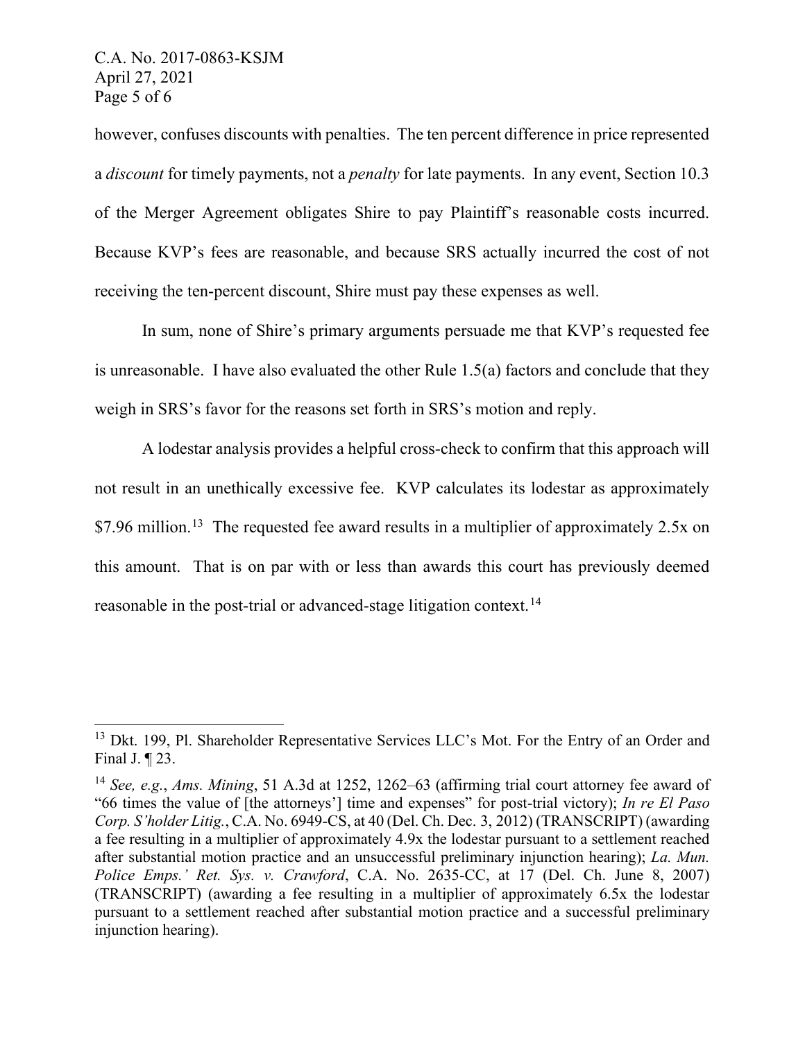however, confuses discounts with penalties. The ten percent difference in price represented a *discount* for timely payments, not a *penalty* for late payments. In any event, Section 10.3 of the Merger Agreement obligates Shire to pay Plaintiff's reasonable costs incurred. Because KVP's fees are reasonable, and because SRS actually incurred the cost of not receiving the ten-percent discount, Shire must pay these expenses as well.

In sum, none of Shire's primary arguments persuade me that KVP's requested fee is unreasonable. I have also evaluated the other Rule 1.5(a) factors and conclude that they weigh in SRS's favor for the reasons set forth in SRS's motion and reply.

A lodestar analysis provides a helpful cross-check to confirm that this approach will not result in an unethically excessive fee. KVP calculates its lodestar as approximately $7.96 million.[13] The requested fee award results in a multiplier of approximately 2.5x on this amount. That is on par with or less than awards this court has previously deemed reasonable in the post-trial or advanced-stage litigation context.[14]

---

[13] Dkt. 199, Pl. Shareholder Representative Services LLC's Mot. For the Entry of an Order and Final J. ¶ 23.

[14] *See, e.g.*, *Ams. Mining*, 51 A.3d at 1252, 1262–63 (affirming trial court attorney fee award of "66 times the value of [the attorneys'] time and expenses" for post-trial victory); *In re El Paso Corp. S'holder Litig.*, C.A. No. 6949-CS, at 40 (Del. Ch. Dec. 3, 2012) (TRANSCRIPT) (awarding a fee resulting in a multiplier of approximately 4.9x the lodestar pursuant to a settlement reached after substantial motion practice and an unsuccessful preliminary injunction hearing); *La. Mun. Police Emps.' Ret. Sys. v. Crawford*, C.A. No. 2635-CC, at 17 (Del. Ch. June 8, 2007) (TRANSCRIPT) (awarding a fee resulting in a multiplier of approximately 6.5x the lodestar pursuant to a settlement reached after substantial motion practice and a successful preliminary injunction hearing).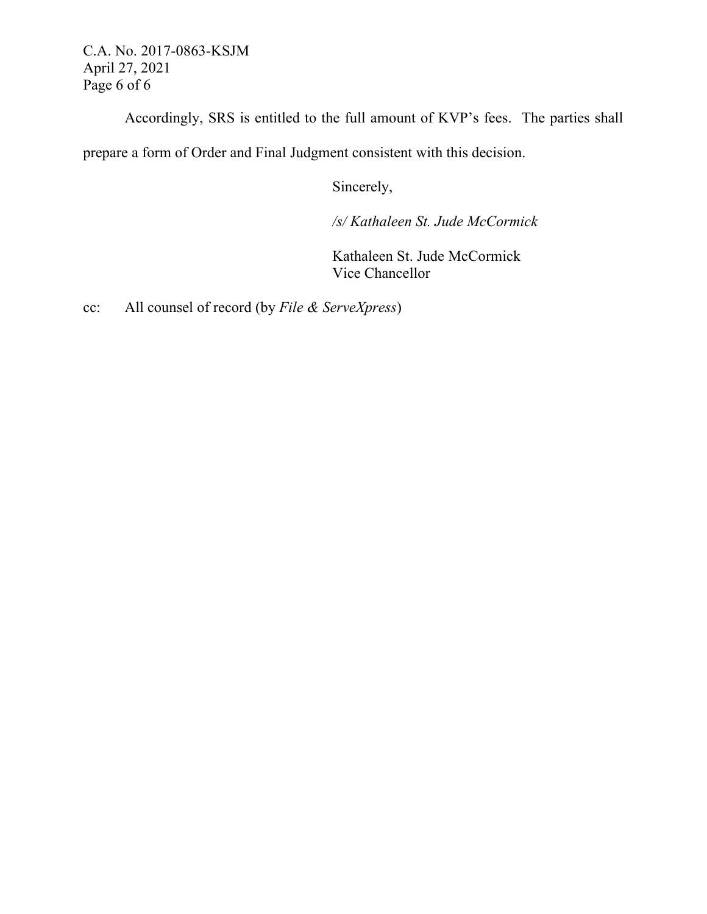Accordingly, SRS is entitled to the full amount of KVP's fees. The parties shall prepare a form of Order and Final Judgment consistent with this decision.

Sincerely,

*/s/ Kathaleen St. Jude McCormick*

Kathaleen St. Jude McCormick
Vice Chancellor

cc: All counsel of record (by *File & ServeXpress*)